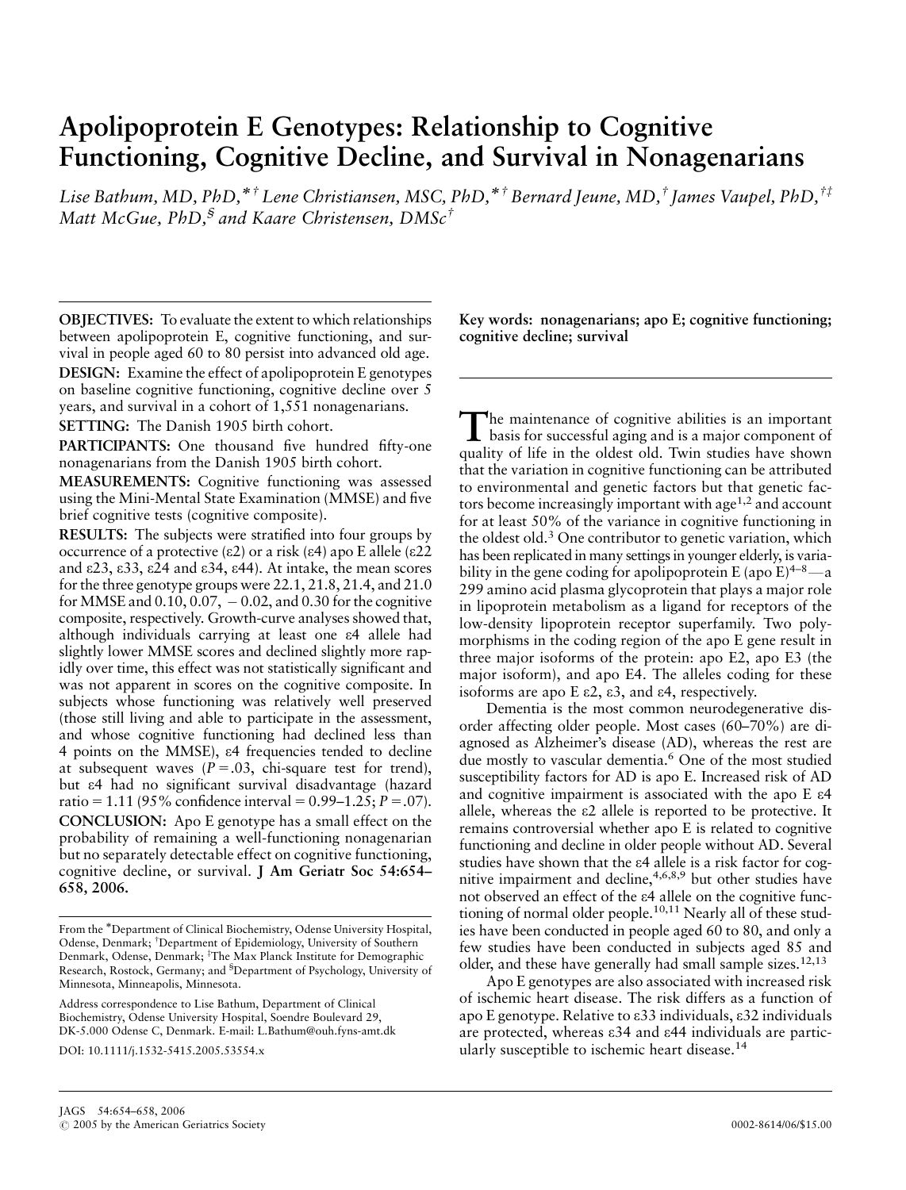# Apolipoprotein E Genotypes: Relationship to Cognitive Functioning, Cognitive Decline, and Survival in Nonagenarians

*Lise Bathum, MD, PhD,*[*†] *Lene Christiansen, MSC, PhD,*[*†] *Bernard Jeune, MD,*[†] *James Vaupel, PhD,*[†‡] *Matt McGue, PhD,*[§] *and Kaare Christensen, DMSc*[†]

**OBJECTIVES:** To evaluate the extent to which relationships between apolipoprotein E, cognitive functioning, and survival in people aged 60 to 80 persist into advanced old age.

**DESIGN:** Examine the effect of apolipoprotein E genotypes on baseline cognitive functioning, cognitive decline over 5 years, and survival in a cohort of 1,551 nonagenarians.

**SETTING:** The Danish 1905 birth cohort.

**PARTICIPANTS:** One thousand five hundred fifty-one nonagenarians from the Danish 1905 birth cohort.

**MEASUREMENTS:** Cognitive functioning was assessed using the Mini-Mental State Examination (MMSE) and five brief cognitive tests (cognitive composite).

**RESULTS:** The subjects were stratified into four groups by occurrence of a protective (ε2) or a risk (ε4) apo E allele (ε22 and ε23, ε33, ε24 and ε34, ε44). At intake, the mean scores for the three genotype groups were 22.1, 21.8, 21.4, and 21.0 for MMSE and 0.10, 0.07, −0.02, and 0.30 for the cognitive composite, respectively. Growth-curve analyses showed that, although individuals carrying at least one ε4 allele had slightly lower MMSE scores and declined slightly more rapidly over time, this effect was not statistically significant and was not apparent in scores on the cognitive composite. In subjects whose functioning was relatively well preserved (those still living and able to participate in the assessment, and whose cognitive functioning had declined less than 4 points on the MMSE), ε4 frequencies tended to decline at subsequent waves ($P = .03$, chi-square test for trend), but ε4 had no significant survival disadvantage (hazard ratio = 1.11 (95% confidence interval = 0.99–1.25; $P = .07$).

**CONCLUSION:** Apo E genotype has a small effect on the probability of remaining a well-functioning nonagenarian but no separately detectable effect on cognitive functioning, cognitive decline, or survival. **J Am Geriatr Soc 54:654–658, 2006.**

**Key words: nonagenarians; apo E; cognitive functioning; cognitive decline; survival**

The maintenance of cognitive abilities is an important basis for successful aging and is a major component of quality of life in the oldest old. Twin studies have shown that the variation in cognitive functioning can be attributed to environmental and genetic factors but that genetic factors become increasingly important with age[1,2] and account for at least 50% of the variance in cognitive functioning in the oldest old.[3] One contributor to genetic variation, which has been replicated in many settings in younger elderly, is variability in the gene coding for apolipoprotein E (apo E)[4–8]—a 299 amino acid plasma glycoprotein that plays a major role in lipoprotein metabolism as a ligand for receptors of the low-density lipoprotein receptor superfamily. Two polymorphisms in the coding region of the apo E gene result in three major isoforms of the protein: apo E2, apo E3 (the major isoform), and apo E4. The alleles coding for these isoforms are apo E ε2, ε3, and ε4, respectively.

Dementia is the most common neurodegenerative disorder affecting older people. Most cases (60–70%) are diagnosed as Alzheimer's disease (AD), whereas the rest are due mostly to vascular dementia.[6] One of the most studied susceptibility factors for AD is apo E. Increased risk of AD and cognitive impairment is associated with the apo E ε4 allele, whereas the ε2 allele is reported to be protective. It remains controversial whether apo E is related to cognitive functioning and decline in older people without AD. Several studies have shown that the ε4 allele is a risk factor for cognitive impairment and decline,[4,6,8,9] but other studies have not observed an effect of the ε4 allele on the cognitive functioning of normal older people.[10,11] Nearly all of these studies have been conducted in people aged 60 to 80, and only a few studies have been conducted in subjects aged 85 and older, and these have generally had small sample sizes.[12,13]

Apo E genotypes are also associated with increased risk of ischemic heart disease. The risk differs as a function of apo E genotype. Relative to ε33 individuals, ε32 individuals are protected, whereas ε34 and ε44 individuals are particularly susceptible to ischemic heart disease.[14]

From the [*]Department of Clinical Biochemistry, Odense University Hospital, Odense, Denmark; [†]Department of Epidemiology, University of Southern Denmark, Odense, Denmark; [‡]The Max Planck Institute for Demographic Research, Rostock, Germany; and [§]Department of Psychology, University of Minnesota, Minneapolis, Minnesota.

Address correspondence to Lise Bathum, Department of Clinical Biochemistry, Odense University Hospital, Soendre Boulevard 29, DK-5.000 Odense C, Denmark. E-mail: L.Bathum@ouh.fyns-amt.dk

DOI: 10.1111/j.1532-5415.2005.53554.x

© 2005 by the American Geriatrics Society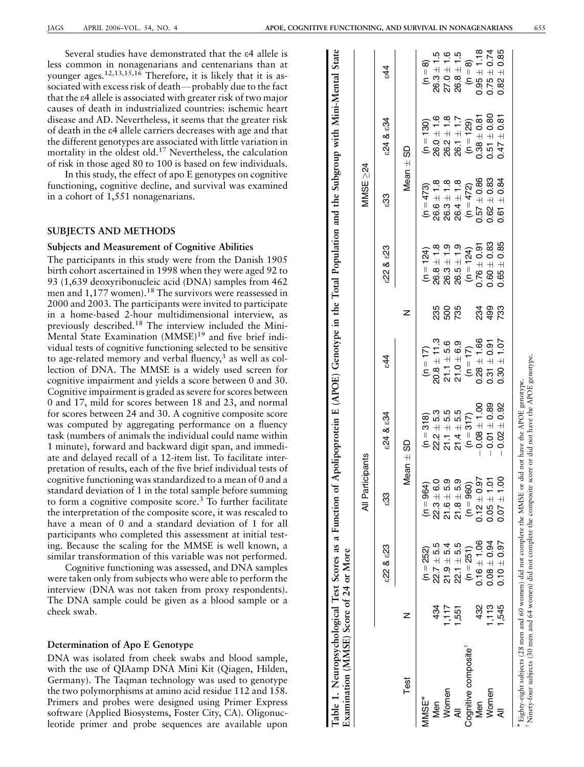Several studies have demonstrated that the ε4 allele is less common in nonagenarians and centenarians than at younger ages.[12,13,15,16] Therefore, it is likely that it is associated with excess risk of death—probably due to the fact that the ε4 allele is associated with greater risk of two major causes of death in industrialized countries: ischemic heart disease and AD. Nevertheless, it seems that the greater risk of death in the ε4 allele carriers decreases with age and that the different genotypes are associated with little variation in mortality in the oldest old.[17] Nevertheless, the calculation of risk in those aged 80 to 100 is based on few individuals.

In this study, the effect of apo E genotypes on cognitive functioning, cognitive decline, and survival was examined in a cohort of 1,551 nonagenarians.

## SUBJECTS AND METHODS

### Subjects and Measurement of Cognitive Abilities

The participants in this study were from the Danish 1905 birth cohort ascertained in 1998 when they were aged 92 to 93 (1,639 deoxyribonucleic acid (DNA) samples from 462 men and 1,177 women).[18] The survivors were reassessed in 2000 and 2003. The participants were invited to participate in a home-based 2-hour multidimensional interview, as previously described.[18] The interview included the Mini-Mental State Examination (MMSE)[19] and five brief individual tests of cognitive functioning selected to be sensitive to age-related memory and verbal fluency,[3] as well as collection of DNA. The MMSE is a widely used screen for cognitive impairment and yields a score between 0 and 30. Cognitive impairment is graded as severe for scores between 0 and 17, mild for scores between 18 and 23, and normal for scores between 24 and 30. A cognitive composite score was computed by aggregating performance on a fluency task (numbers of animals the individual could name within 1 minute), forward and backward digit span, and immediate and delayed recall of a 12-item list. To facilitate interpretation of results, each of the five brief individual tests of cognitive functioning was standardized to a mean of 0 and a standard deviation of 1 in the total sample before summing to form a cognitive composite score.[3] To further facilitate the interpretation of the composite score, it was rescaled to have a mean of 0 and a standard deviation of 1 for all participants who completed this assessment at initial testing. Because the scaling for the MMSE is well known, a similar transformation of this variable was not performed.

Cognitive functioning was assessed, and DNA samples were taken only from subjects who were able to perform the interview (DNA was not taken from proxy respondents). The DNA sample could be given as a blood sample or a cheek swab.

### Determination of Apo E Genotype

DNA was isolated from cheek swabs and blood sample, with the use of QIAamp DNA Mini Kit (Qiagen, Hilden, Germany). The Taqman technology was used to genotype the two polymorphisms at amino acid residue 112 and 158. Primers and probes were designed using Primer Express software (Applied Biosystems, Foster City, CA). Oligonucleotide primer and probe sequences are available upon

**Table 1. Neuropsychological Test Scores as a Function of Apolipoprotein E (APOE) Genotype in the Total Population and the Subgroup with Mini-Mental State Examination (MMSE) Score of 24 or More**

| Test | All Participants | | | | | MMSE ≥24 | | | | |
|---|---|---|---|---|---|---|---|---|---|---|
| | N | ε22 & ε23 | ε33 | ε24 & ε34 | ε44 | N | ε22 & ε23 | ε33 | ε24 & ε34 | ε44 |
| | | Mean ± SD | | | | | Mean ± SD | | | |
| MMSE* | | (n = 252) | (n = 964) | (n = 318) | (n = 17) | | (n = 124) | (n = 473) | (n = 130) | (n = 8) |
| Men | 434 | 22.7 ± 5.5 | 22.3 ± 6.0 | 22.2 ± 5.3 | 20.8 ± 11.3 | 235 | 26.8 ± 1.8 | 26.6 ± 1.8 | 26.0 ± 1.6 | 26.3 ± 1.5 |
| Women | 1,117 | 21.9 ± 5.4 | 21.6 ± 5.9 | 21.1 ± 5.5 | 21.1 ± 5.6 | 500 | 26.3 ± 1.9 | 26.3 ± 1.8 | 26.2 ± 1.8 | 27.0 ± 1.6 |
| All | 1,551 | 22.1 ± 5.5 | 21.8 ± 5.9 | 21.4 ± 5.5 | 21.0 ± 6.9 | 735 | 26.5 ± 1.9 | 26.4 ± 1.8 | 26.1 ± 1.7 | 26.8 ± 1.5 |
| Cognitive composite† | | (n = 251) | (n = 960) | (n = 317) | (n = 17) | | (n = 124) | (n = 472) | (n = 129) | (n = 8) |
| Men | 432 | 0.16 ± 1.06 | 0.12 ± 0.97 | −0.08 ± 1.00 | 0.28 ± 1.66 | 234 | 0.76 ± 0.91 | 0.57 ± 0.86 | 0.38 ± 0.81 | 0.95 ± 1.18 |
| Women | 1,113 | 0.08 ± 0.94 | 0.05 ± 1.01 | −0.01 ± 0.89 | 0.31 ± 0.91 | 499 | 0.60 ± 0.83 | 0.62 ± 0.83 | 0.51 ± 0.80 | 0.75 ± 0.74 |
| All | 1,545 | 0.10 ± 0.97 | 0.07 ± 1.00 | −0.02 ± 0.92 | 0.30 ± 1.07 | 733 | 0.65 ± 0.85 | 0.61 ± 0.84 | 0.47 ± 0.81 | 0.82 ± 0.85 |

* Eighty-eight subjects (28 men and 60 women) did not complete the MMSE or did not have the APOE genotype.
† Ninety-four subjects (30 men and 64 women) did not complete the composite score or did not have the APOE genotype.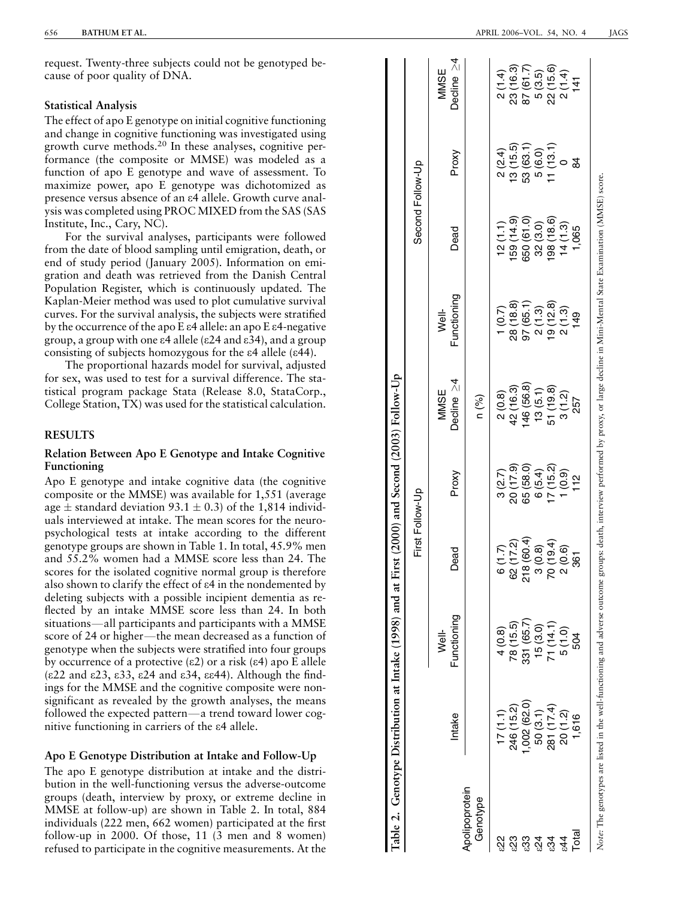request. Twenty-three subjects could not be genotyped because of poor quality of DNA.

### Statistical Analysis

The effect of apo E genotype on initial cognitive functioning and change in cognitive functioning was investigated using growth curve methods.[20] In these analyses, cognitive performance (the composite or MMSE) was modeled as a function of apo E genotype and wave of assessment. To maximize power, apo E genotype was dichotomized as presence versus absence of an ε4 allele. Growth curve analysis was completed using PROC MIXED from the SAS (SAS Institute, Inc., Cary, NC).

For the survival analyses, participants were followed from the date of blood sampling until emigration, death, or end of study period (January 2005). Information on emigration and death was retrieved from the Danish Central Population Register, which is continuously updated. The Kaplan-Meier method was used to plot cumulative survival curves. For the survival analysis, the subjects were stratified by the occurrence of the apo E ε4 allele: an apo E ε4-negative group, a group with one ε4 allele (ε24 and ε34), and a group consisting of subjects homozygous for the ε4 allele (ε44).

The proportional hazards model for survival, adjusted for sex, was used to test for a survival difference. The statistical program package Stata (Release 8.0, StataCorp., College Station, TX) was used for the statistical calculation.

## RESULTS

### Relation Between Apo E Genotype and Intake Cognitive Functioning

Apo E genotype and intake cognitive data (the cognitive composite or the MMSE) was available for 1,551 (average age ± standard deviation 93.1 ± 0.3) of the 1,814 individuals interviewed at intake. The mean scores for the neuropsychological tests at intake according to the different genotype groups are shown in Table 1. In total, 45.9% men and 55.2% women had a MMSE score less than 24. The scores for the isolated cognitive normal group is therefore also shown to clarify the effect of ε4 in the nondemented by deleting subjects with a possible incipient dementia as reflected by an intake MMSE score less than 24. In both situations—all participants and participants with a MMSE score of 24 or higher—the mean decreased as a function of genotype when the subjects were stratified into four groups by occurrence of a protective (ε2) or a risk (ε4) apo E allele (ε22 and ε23, ε33, ε24 and ε34, εε44). Although the findings for the MMSE and the cognitive composite were nonsignificant as revealed by the growth analyses, the means followed the expected pattern—a trend toward lower cognitive functioning in carriers of the ε4 allele.

### Apo E Genotype Distribution at Intake and Follow-Up

The apo E genotype distribution at intake and the distribution in the well-functioning versus the adverse-outcome groups (death, interview by proxy, or extreme decline in MMSE at follow-up) are shown in Table 2. In total, 884 individuals (222 men, 662 women) participated at the first follow-up in 2000. Of those, 11 (3 men and 8 women) refused to participate in the cognitive measurements. At the

**Table 2. Genotype Distribution at Intake (1998) and at First (2000) and Second (2003) Follow-Up**

| Apolipoprotein Genotype | Intake | First Follow-Up | | | | Second Follow-Up | | | |
|---|---|---|---|---|---|---|---|---|---|
| | | Well-Functioning | Dead | Proxy | MMSE Decline ≥4 | Well-Functioning | Dead | Proxy | MMSE Decline ≥4 |
| | n (%) | | | | | | | | |
| ε22 | 17 (1.1) | 4 (0.8) | 6 (1.7) | 3 (2.7) | 2 (0.8) | 1 (0.7) | 12 (1.1) | 2 (2.4) | 2 (1.4) |
| ε23 | 246 (15.2) | 78 (15.5) | 62 (17.2) | 20 (17.9) | 42 (16.3) | 28 (18.8) | 159 (14.9) | 13 (15.5) | 23 (16.3) |
| ε33 | 1,002 (62.0) | 331 (65.7) | 218 (60.4) | 65 (58.0) | 146 (56.8) | 97 (65.1) | 650 (61.0) | 53 (63.1) | 87 (61.7) |
| ε24 | 50 (3.1) | 15 (3.0) | 3 (0.8) | 6 (5.4) | 13 (5.1) | 2 (1.3) | 32 (3.0) | 5 (6.0) | 5 (3.5) |
| ε34 | 281 (17.4) | 71 (14.1) | 70 (19.4) | 17 (15.2) | 51 (19.8) | 19 (12.8) | 198 (18.6) | 11 (13.1) | 22 (15.6) |
| ε44 | 20 (1.2) | 5 (1.0) | 2 (0.6) | 1 (0.9) | 3 (1.2) | 2 (1.3) | 14 (1.3) | 0 | 2 (1.4) |
| Total | 1,616 | 504 | 361 | 112 | 257 | 149 | 1,065 | 84 | 141 |

*Note*: The genotypes are listed in the well-functioning and adverse outcome groups: death, interview performed by proxy, or large decline in Mini-Mental State Examination (MMSE) score.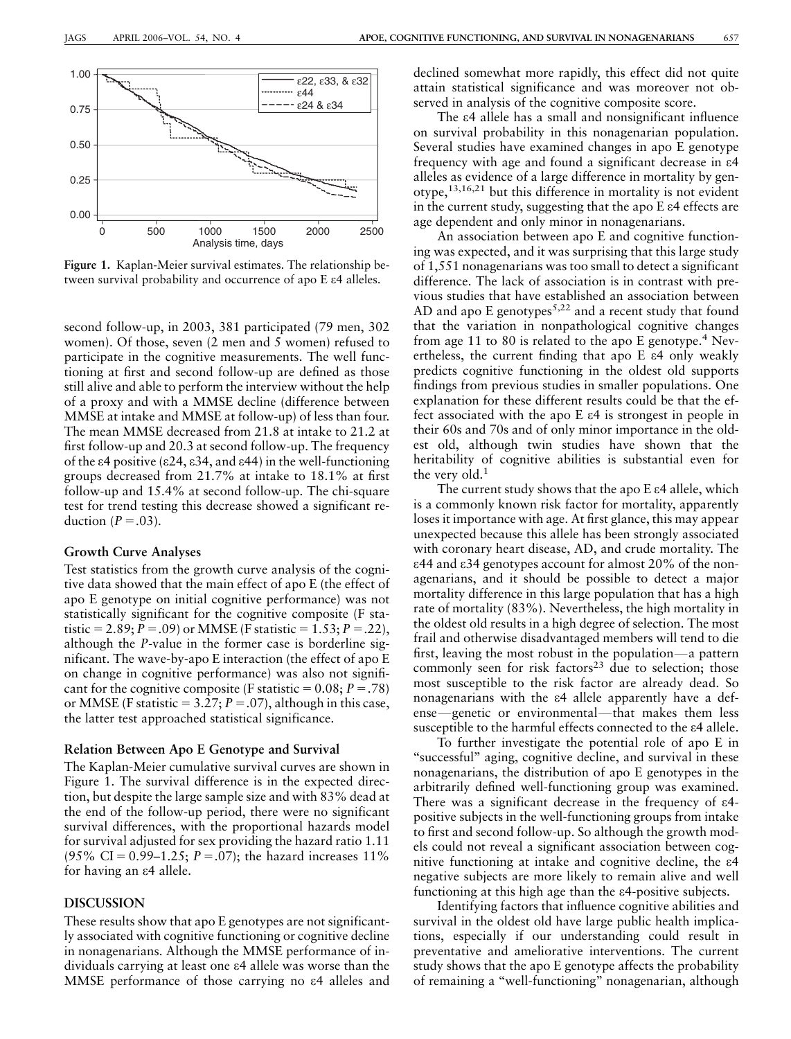Figure 1. Kaplan-Meier survival estimates. The relationship between survival probability and occurrence of apo E ε4 alleles.

second follow-up, in 2003, 381 participated (79 men, 302 women). Of those, seven (2 men and 5 women) refused to participate in the cognitive measurements. The well functioning at first and second follow-up are defined as those still alive and able to perform the interview without the help of a proxy and with a MMSE decline (difference between MMSE at intake and MMSE at follow-up) of less than four. The mean MMSE decreased from 21.8 at intake to 21.2 at first follow-up and 20.3 at second follow-up. The frequency of the ε4 positive (ε24, ε34, and ε44) in the well-functioning groups decreased from 21.7% at intake to 18.1% at first follow-up and 15.4% at second follow-up. The chi-square test for trend testing this decrease showed a significant reduction ($P = .03$).

### Growth Curve Analyses

Test statistics from the growth curve analysis of the cognitive data showed that the main effect of apo E (the effect of apo E genotype on initial cognitive performance) was not statistically significant for the cognitive composite (F statistic = 2.89; $P = .09$) or MMSE (F statistic = 1.53; $P = .22$), although the $P$-value in the former case is borderline significant. The wave-by-apo E interaction (the effect of apo E on change in cognitive performance) was also not significant for the cognitive composite (F statistic = 0.08; $P = .78$) or MMSE (F statistic = 3.27; $P = .07$), although in this case, the latter test approached statistical significance.

### Relation Between Apo E Genotype and Survival

The Kaplan-Meier cumulative survival curves are shown in Figure 1. The survival difference is in the expected direction, but despite the large sample size and with 83% dead at the end of the follow-up period, there were no significant survival differences, with the proportional hazards model for survival adjusted for sex providing the hazard ratio 1.11 (95% CI = 0.99–1.25; $P = .07$); the hazard increases 11% for having an ε4 allele.

## DISCUSSION

These results show that apo E genotypes are not significantly associated with cognitive functioning or cognitive decline in nonagenarians. Although the MMSE performance of individuals carrying at least one ε4 allele was worse than the MMSE performance of those carrying no ε4 alleles and declined somewhat more rapidly, this effect did not quite attain statistical significance and was moreover not observed in analysis of the cognitive composite score.

The ε4 allele has a small and nonsignificant influence on survival probability in this nonagenarian population. Several studies have examined changes in apo E genotype frequency with age and found a significant decrease in ε4 alleles as evidence of a large difference in mortality by genotype,[13,16,21] but this difference in mortality is not evident in the current study, suggesting that the apo E ε4 effects are age dependent and only minor in nonagenarians.

An association between apo E and cognitive functioning was expected, and it was surprising that this large study of 1,551 nonagenarians was too small to detect a significant difference. The lack of association is in contrast with previous studies that have established an association between AD and apo E genotypes[5,22] and a recent study that found that the variation in nonpathological cognitive changes from age 11 to 80 is related to the apo E genotype.[4] Nevertheless, the current finding that apo E ε4 only weakly predicts cognitive functioning in the oldest old supports findings from previous studies in smaller populations. One explanation for these different results could be that the effect associated with the apo E ε4 is strongest in people in their 60s and 70s and of only minor importance in the oldest old, although twin studies have shown that the heritability of cognitive abilities is substantial even for the very old.[1]

The current study shows that the apo E ε4 allele, which is a commonly known risk factor for mortality, apparently loses it importance with age. At first glance, this may appear unexpected because this allele has been strongly associated with coronary heart disease, AD, and crude mortality. The ε44 and ε34 genotypes account for almost 20% of the nonagenarians, and it should be possible to detect a major mortality difference in this large population that has a high rate of mortality (83%). Nevertheless, the high mortality in the oldest old results in a high degree of selection. The most frail and otherwise disadvantaged members will tend to die first, leaving the most robust in the population—a pattern commonly seen for risk factors[23] due to selection; those most susceptible to the risk factor are already dead. So nonagenarians with the ε4 allele apparently have a defense—genetic or environmental—that makes them less susceptible to the harmful effects connected to the ε4 allele.

To further investigate the potential role of apo E in "successful" aging, cognitive decline, and survival in these nonagenarians, the distribution of apo E genotypes in the arbitrarily defined well-functioning group was examined. There was a significant decrease in the frequency of ε4-positive subjects in the well-functioning groups from intake to first and second follow-up. So although the growth models could not reveal a significant association between cognitive functioning at intake and cognitive decline, the ε4 negative subjects are more likely to remain alive and well functioning at this high age than the ε4-positive subjects.

Identifying factors that influence cognitive abilities and survival in the oldest old have large public health implications, especially if our understanding could result in preventative and ameliorative interventions. The current study shows that the apo E genotype affects the probability of remaining a "well-functioning" nonagenarian, although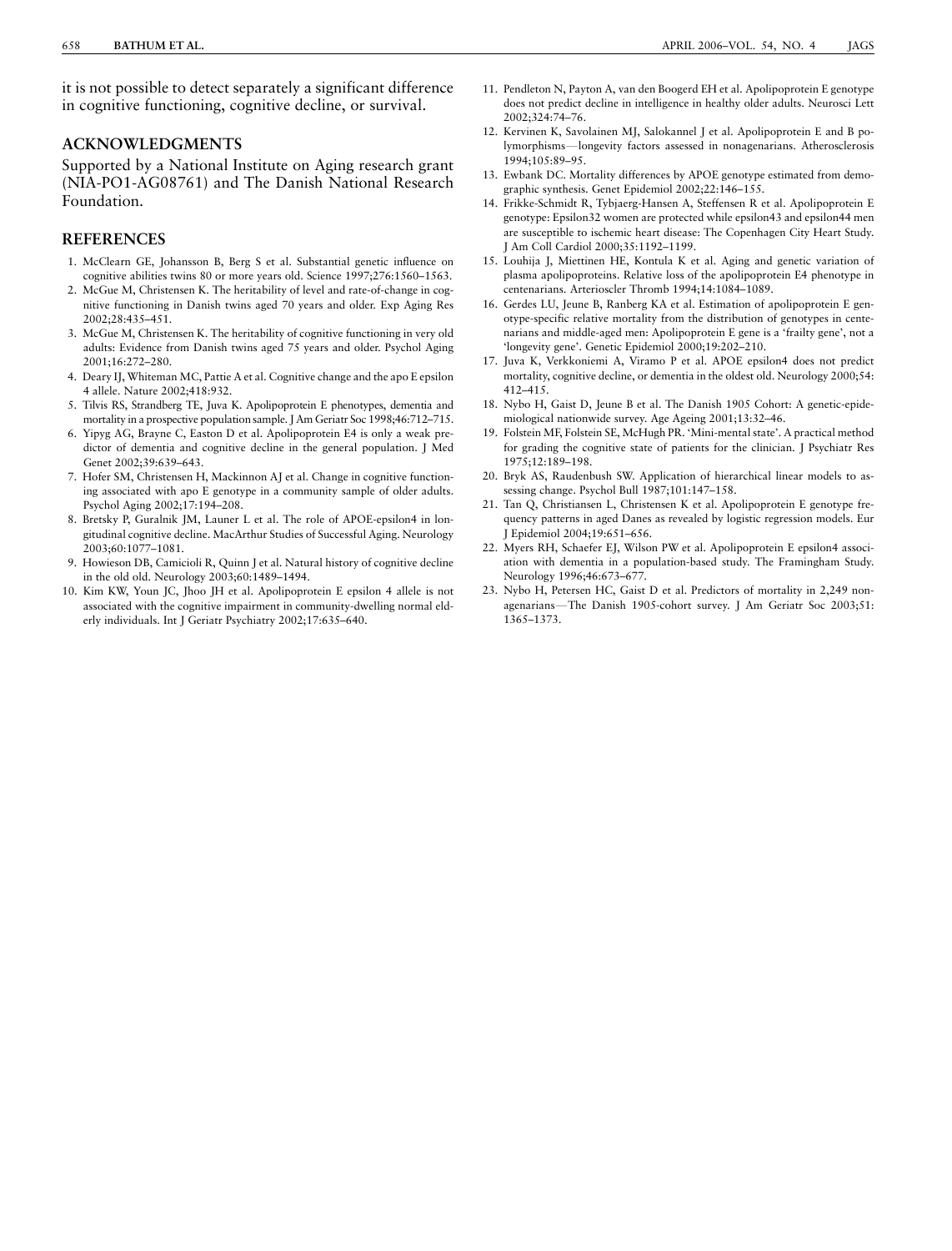it is not possible to detect separately a significant difference in cognitive functioning, cognitive decline, or survival.

## ACKNOWLEDGMENTS

Supported by a National Institute on Aging research grant (NIA-PO1-AG08761) and The Danish National Research Foundation.

## REFERENCES

1. McClearn GE, Johansson B, Berg S et al. Substantial genetic influence on cognitive abilities twins 80 or more years old. Science 1997;276:1560–1563.
2. McGue M, Christensen K. The heritability of level and rate-of-change in cognitive functioning in Danish twins aged 70 years and older. Exp Aging Res 2002;28:435–451.
3. McGue M, Christensen K. The heritability of cognitive functioning in very old adults: Evidence from Danish twins aged 75 years and older. Psychol Aging 2001;16:272–280.
4. Deary IJ, Whiteman MC, Pattie A et al. Cognitive change and the apo E epsilon 4 allele. Nature 2002;418:932.
5. Tilvis RS, Strandberg TE, Juva K. Apolipoprotein E phenotypes, dementia and mortality in a prospective population sample. J Am Geriatr Soc 1998;46:712–715.
6. Yipyg AG, Brayne C, Easton D et al. Apolipoprotein E4 is only a weak predictor of dementia and cognitive decline in the general population. J Med Genet 2002;39:639–643.
7. Hofer SM, Christensen H, Mackinnon AJ et al. Change in cognitive functioning associated with apo E genotype in a community sample of older adults. Psychol Aging 2002;17:194–208.
8. Bretsky P, Guralnik JM, Launer L et al. The role of APOE-epsilon4 in longitudinal cognitive decline. MacArthur Studies of Successful Aging. Neurology 2003;60:1077–1081.
9. Howieson DB, Camicioli R, Quinn J et al. Natural history of cognitive decline in the old old. Neurology 2003;60:1489–1494.
10. Kim KW, Youn JC, Jhoo JH et al. Apolipoprotein E epsilon 4 allele is not associated with the cognitive impairment in community-dwelling normal elderly individuals. Int J Geriatr Psychiatry 2002;17:635–640.
11. Pendleton N, Payton A, van den Boogerd EH et al. Apolipoprotein E genotype does not predict decline in intelligence in healthy older adults. Neurosci Lett 2002;324:74–76.
12. Kervinen K, Savolainen MJ, Salokannel J et al. Apolipoprotein E and B polymorphisms—longevity factors assessed in nonagenarians. Atherosclerosis 1994;105:89–95.
13. Ewbank DC. Mortality differences by APOE genotype estimated from demographic synthesis. Genet Epidemiol 2002;22:146–155.
14. Frikke-Schmidt R, Tybjaerg-Hansen A, Steffensen R et al. Apolipoprotein E genotype: Epsilon32 women are protected while epsilon43 and epsilon44 men are susceptible to ischemic heart disease: The Copenhagen City Heart Study. J Am Coll Cardiol 2000;35:1192–1199.
15. Louhija J, Miettinen HE, Kontula K et al. Aging and genetic variation of plasma apolipoproteins. Relative loss of the apolipoprotein E4 phenotype in centenarians. Arterioscler Thromb 1994;14:1084–1089.
16. Gerdes LU, Jeune B, Ranberg KA et al. Estimation of apolipoprotein E genotype-specific relative mortality from the distribution of genotypes in centenarians and middle-aged men: Apolipoprotein E gene is a 'frailty gene', not a 'longevity gene'. Genetic Epidemiol 2000;19:202–210.
17. Juva K, Verkkoniemi A, Viramo P et al. APOE epsilon4 does not predict mortality, cognitive decline, or dementia in the oldest old. Neurology 2000;54:412–415.
18. Nybo H, Gaist D, Jeune B et al. The Danish 1905 Cohort: A genetic-epidemiological nationwide survey. Age Ageing 2001;13:32–46.
19. Folstein MF, Folstein SE, McHugh PR. 'Mini-mental state'. A practical method for grading the cognitive state of patients for the clinician. J Psychiatr Res 1975;12:189–198.
20. Bryk AS, Raudenbush SW. Application of hierarchical linear models to assessing change. Psychol Bull 1987;101:147–158.
21. Tan Q, Christiansen L, Christensen K et al. Apolipoprotein E genotype frequency patterns in aged Danes as revealed by logistic regression models. Eur J Epidemiol 2004;19:651–656.
22. Myers RH, Schaefer EJ, Wilson PW et al. Apolipoprotein E epsilon4 association with dementia in a population-based study. The Framingham Study. Neurology 1996;46:673–677.
23. Nybo H, Petersen HC, Gaist D et al. Predictors of mortality in 2,249 nonagenarians—The Danish 1905-cohort survey. J Am Geriatr Soc 2003;51:1365–1373.